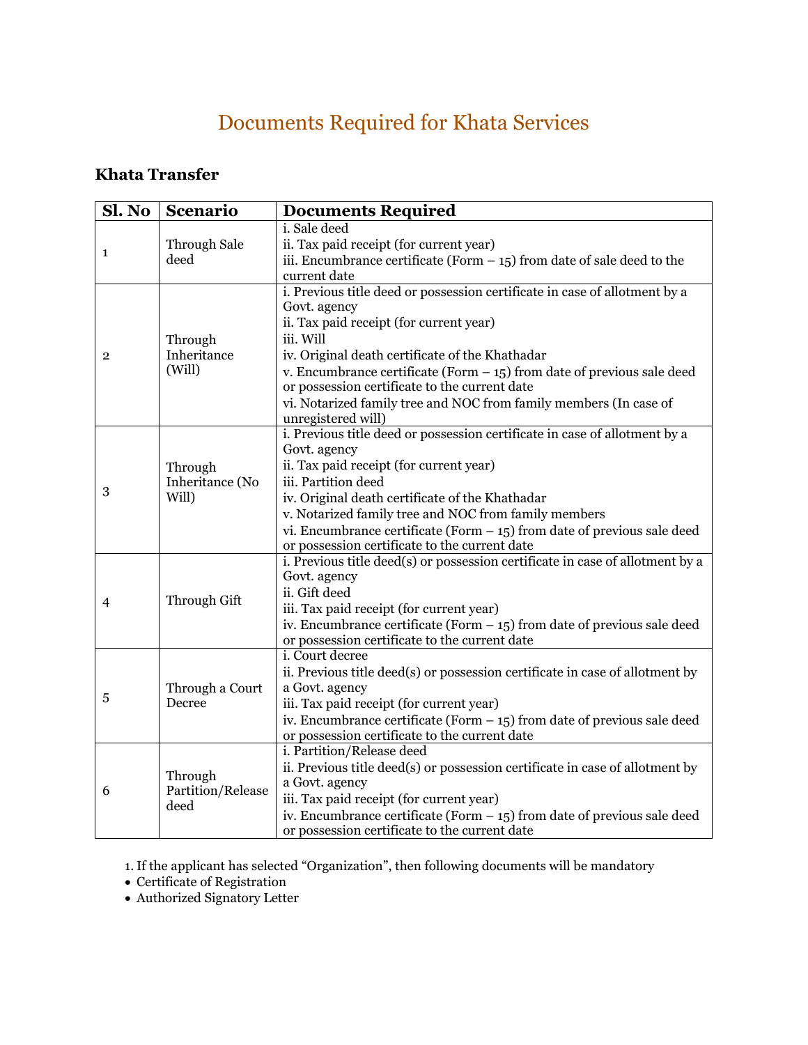# Documents Required for Khata Services

## Khata Transfer

| Sl. No | Scenario | Documents Required |
|---|---|---|
| 1 | Through Sale deed | i. Sale deed<br>ii. Tax paid receipt (for current year)<br>iii. Encumbrance certificate (Form – 15) from date of sale deed to the current date |
| 2 | Through Inheritance (Will) | i. Previous title deed or possession certificate in case of allotment by a Govt. agency<br>ii. Tax paid receipt (for current year)<br>iii. Will<br>iv. Original death certificate of the Khathadar<br>v. Encumbrance certificate (Form – 15) from date of previous sale deed or possession certificate to the current date<br>vi. Notarized family tree and NOC from family members (In case of unregistered will) |
| 3 | Through Inheritance (No Will) | i. Previous title deed or possession certificate in case of allotment by a Govt. agency<br>ii. Tax paid receipt (for current year)<br>iii. Partition deed<br>iv. Original death certificate of the Khathadar<br>v. Notarized family tree and NOC from family members<br>vi. Encumbrance certificate (Form – 15) from date of previous sale deed or possession certificate to the current date |
| 4 | Through Gift | i. Previous title deed(s) or possession certificate in case of allotment by a Govt. agency<br>ii. Gift deed<br>iii. Tax paid receipt (for current year)<br>iv. Encumbrance certificate (Form – 15) from date of previous sale deed or possession certificate to the current date |
| 5 | Through a Court Decree | i. Court decree<br>ii. Previous title deed(s) or possession certificate in case of allotment by a Govt. agency<br>iii. Tax paid receipt (for current year)<br>iv. Encumbrance certificate (Form – 15) from date of previous sale deed or possession certificate to the current date |
| 6 | Through Partition/Release deed | i. Partition/Release deed<br>ii. Previous title deed(s) or possession certificate in case of allotment by a Govt. agency<br>iii. Tax paid receipt (for current year)<br>iv. Encumbrance certificate (Form – 15) from date of previous sale deed or possession certificate to the current date |

1. If the applicant has selected "Organization", then following documents will be mandatory

- Certificate of Registration
- Authorized Signatory Letter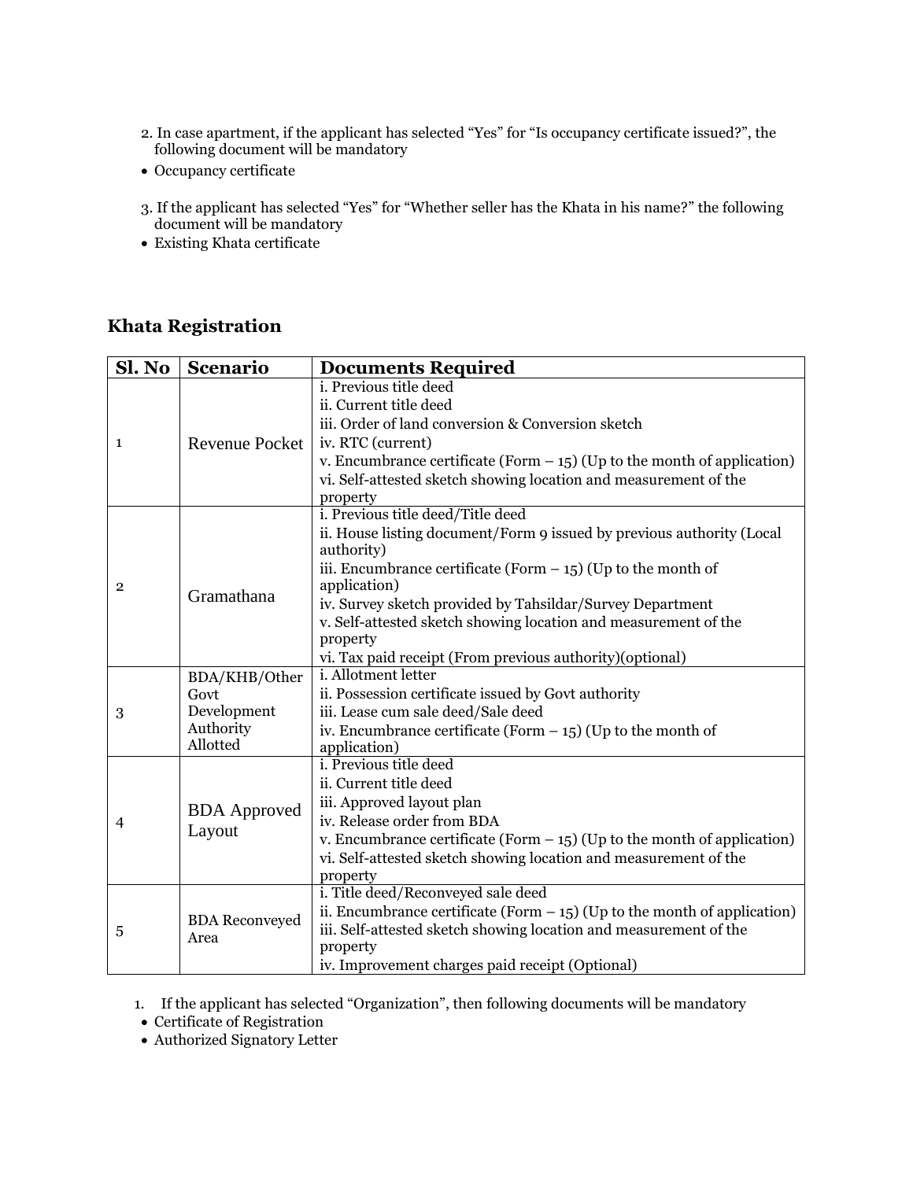2. In case apartment, if the applicant has selected "Yes" for "Is occupancy certificate issued?", the following document will be mandatory

- Occupancy certificate

3. If the applicant has selected "Yes" for "Whether seller has the Khata in his name?" the following document will be mandatory

- Existing Khata certificate

## Khata Registration

| Sl. No | Scenario | Documents Required |
| --- | --- | --- |
| 1 | Revenue Pocket | i. Previous title deed<br>ii. Current title deed<br>iii. Order of land conversion & Conversion sketch<br>iv. RTC (current)<br>v. Encumbrance certificate (Form – 15) (Up to the month of application)<br>vi. Self-attested sketch showing location and measurement of the property |
| 2 | Gramathana | i. Previous title deed/Title deed<br>ii. House listing document/Form 9 issued by previous authority (Local authority)<br>iii. Encumbrance certificate (Form – 15) (Up to the month of application)<br>iv. Survey sketch provided by Tahsildar/Survey Department<br>v. Self-attested sketch showing location and measurement of the property<br>vi. Tax paid receipt (From previous authority)(optional) |
| 3 | BDA/KHB/Other Govt Development Authority Allotted | i. Allotment letter<br>ii. Possession certificate issued by Govt authority<br>iii. Lease cum sale deed/Sale deed<br>iv. Encumbrance certificate (Form – 15) (Up to the month of application) |
| 4 | BDA Approved Layout | i. Previous title deed<br>ii. Current title deed<br>iii. Approved layout plan<br>iv. Release order from BDA<br>v. Encumbrance certificate (Form – 15) (Up to the month of application)<br>vi. Self-attested sketch showing location and measurement of the property |
| 5 | BDA Reconveyed Area | i. Title deed/Reconveyed sale deed<br>ii. Encumbrance certificate (Form – 15) (Up to the month of application)<br>iii. Self-attested sketch showing location and measurement of the property<br>iv. Improvement charges paid receipt (Optional) |

1. If the applicant has selected "Organization", then following documents will be mandatory

- Certificate of Registration
- Authorized Signatory Letter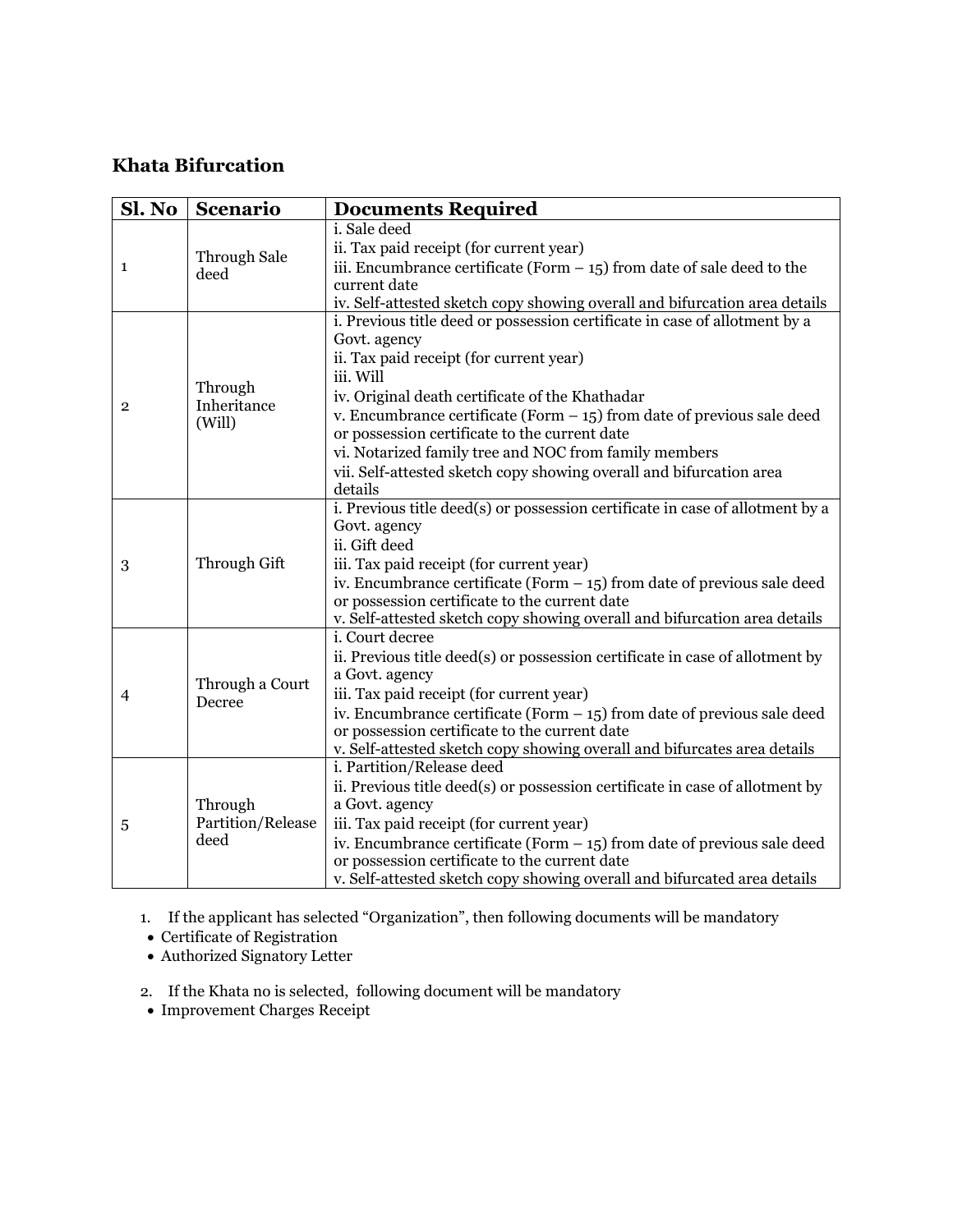## Khata Bifurcation

| Sl. No | Scenario | Documents Required |
|---|---|---|
| 1 | Through Sale deed | i. Sale deed<br>ii. Tax paid receipt (for current year)<br>iii. Encumbrance certificate (Form – 15) from date of sale deed to the current date<br>iv. Self-attested sketch copy showing overall and bifurcation area details |
| 2 | Through Inheritance (Will) | i. Previous title deed or possession certificate in case of allotment by a Govt. agency<br>ii. Tax paid receipt (for current year)<br>iii. Will<br>iv. Original death certificate of the Khathadar<br>v. Encumbrance certificate (Form – 15) from date of previous sale deed or possession certificate to the current date<br>vi. Notarized family tree and NOC from family members<br>vii. Self-attested sketch copy showing overall and bifurcation area details |
| 3 | Through Gift | i. Previous title deed(s) or possession certificate in case of allotment by a Govt. agency<br>ii. Gift deed<br>iii. Tax paid receipt (for current year)<br>iv. Encumbrance certificate (Form – 15) from date of previous sale deed or possession certificate to the current date<br>v. Self-attested sketch copy showing overall and bifurcation area details |
| 4 | Through a Court Decree | i. Court decree<br>ii. Previous title deed(s) or possession certificate in case of allotment by a Govt. agency<br>iii. Tax paid receipt (for current year)<br>iv. Encumbrance certificate (Form – 15) from date of previous sale deed or possession certificate to the current date<br>v. Self-attested sketch copy showing overall and bifurcates area details |
| 5 | Through Partition/Release deed | i. Partition/Release deed<br>ii. Previous title deed(s) or possession certificate in case of allotment by a Govt. agency<br>iii. Tax paid receipt (for current year)<br>iv. Encumbrance certificate (Form – 15) from date of previous sale deed or possession certificate to the current date<br>v. Self-attested sketch copy showing overall and bifurcated area details |

1. If the applicant has selected "Organization", then following documents will be mandatory
   - Certificate of Registration
   - Authorized Signatory Letter

2. If the Khata no is selected, following document will be mandatory
   - Improvement Charges Receipt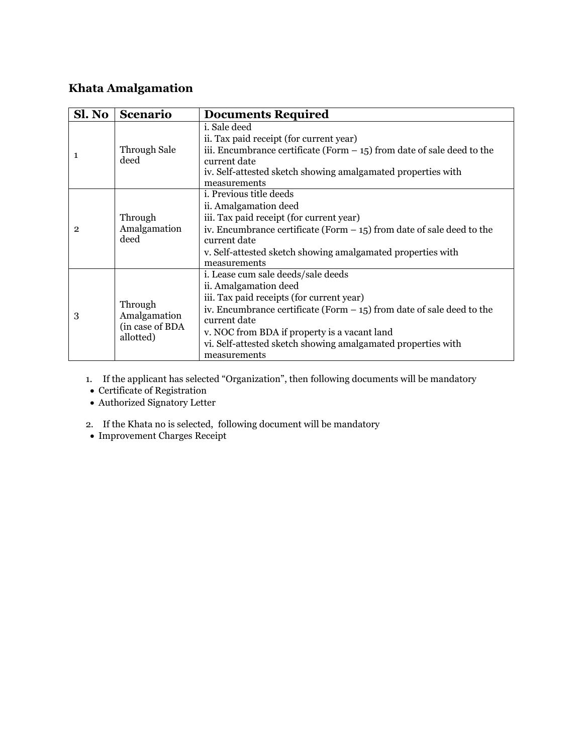## Khata Amalgamation

| Sl. No | Scenario | Documents Required |
|---|---|---|
| 1 | Through Sale deed | i. Sale deed<br>ii. Tax paid receipt (for current year)<br>iii. Encumbrance certificate (Form – 15) from date of sale deed to the current date<br>iv. Self-attested sketch showing amalgamated properties with measurements |
| 2 | Through Amalgamation deed | i. Previous title deeds<br>ii. Amalgamation deed<br>iii. Tax paid receipt (for current year)<br>iv. Encumbrance certificate (Form – 15) from date of sale deed to the current date<br>v. Self-attested sketch showing amalgamated properties with measurements |
| 3 | Through Amalgamation (in case of BDA allotted) | i. Lease cum sale deeds/sale deeds<br>ii. Amalgamation deed<br>iii. Tax paid receipts (for current year)<br>iv. Encumbrance certificate (Form – 15) from date of sale deed to the current date<br>v. NOC from BDA if property is a vacant land<br>vi. Self-attested sketch showing amalgamated properties with measurements |

1. If the applicant has selected "Organization", then following documents will be mandatory
   - Certificate of Registration
   - Authorized Signatory Letter

2. If the Khata no is selected, following document will be mandatory
   - Improvement Charges Receipt